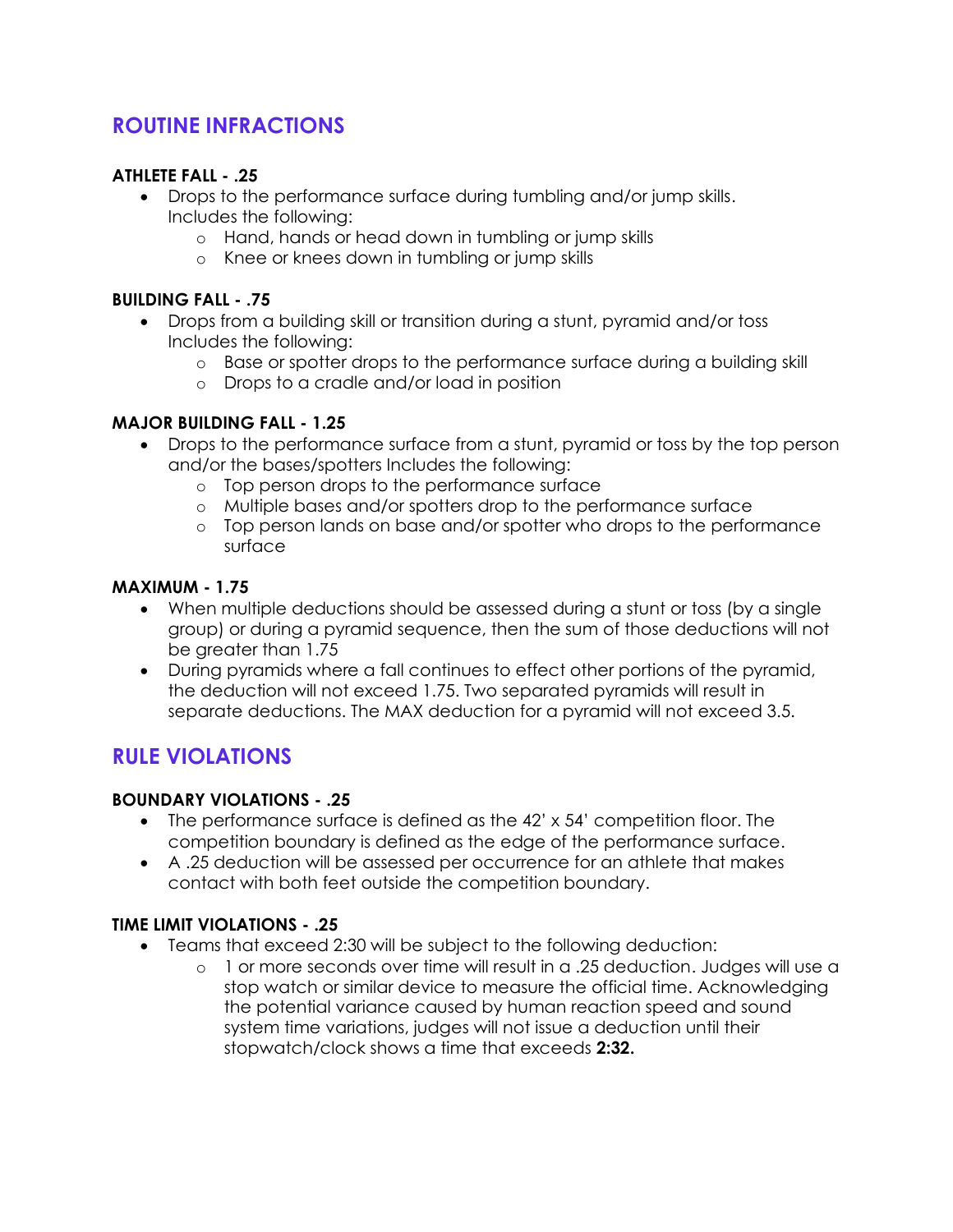## ROUTINE INFRACTIONS

**ATHLETE FALL - .25**

- Drops to the performance surface during tumbling and/or jump skills. Includes the following:
  - Hand, hands or head down in tumbling or jump skills
  - Knee or knees down in tumbling or jump skills

**BUILDING FALL - .75**

- Drops from a building skill or transition during a stunt, pyramid and/or toss Includes the following:
  - Base or spotter drops to the performance surface during a building skill
  - Drops to a cradle and/or load in position

**MAJOR BUILDING FALL - 1.25**

- Drops to the performance surface from a stunt, pyramid or toss by the top person and/or the bases/spotters Includes the following:
  - Top person drops to the performance surface
  - Multiple bases and/or spotters drop to the performance surface
  - Top person lands on base and/or spotter who drops to the performance surface

**MAXIMUM - 1.75**

- When multiple deductions should be assessed during a stunt or toss (by a single group) or during a pyramid sequence, then the sum of those deductions will not be greater than 1.75
- During pyramids where a fall continues to effect other portions of the pyramid, the deduction will not exceed 1.75. Two separated pyramids will result in separate deductions. The MAX deduction for a pyramid will not exceed 3.5.

## RULE VIOLATIONS

**BOUNDARY VIOLATIONS - .25**

- The performance surface is defined as the 42' x 54' competition floor. The competition boundary is defined as the edge of the performance surface.
- A .25 deduction will be assessed per occurrence for an athlete that makes contact with both feet outside the competition boundary.

**TIME LIMIT VIOLATIONS - .25**

- Teams that exceed 2:30 will be subject to the following deduction:
  - 1 or more seconds over time will result in a .25 deduction. Judges will use a stop watch or similar device to measure the official time. Acknowledging the potential variance caused by human reaction speed and sound system time variations, judges will not issue a deduction until their stopwatch/clock shows a time that exceeds **2:32.**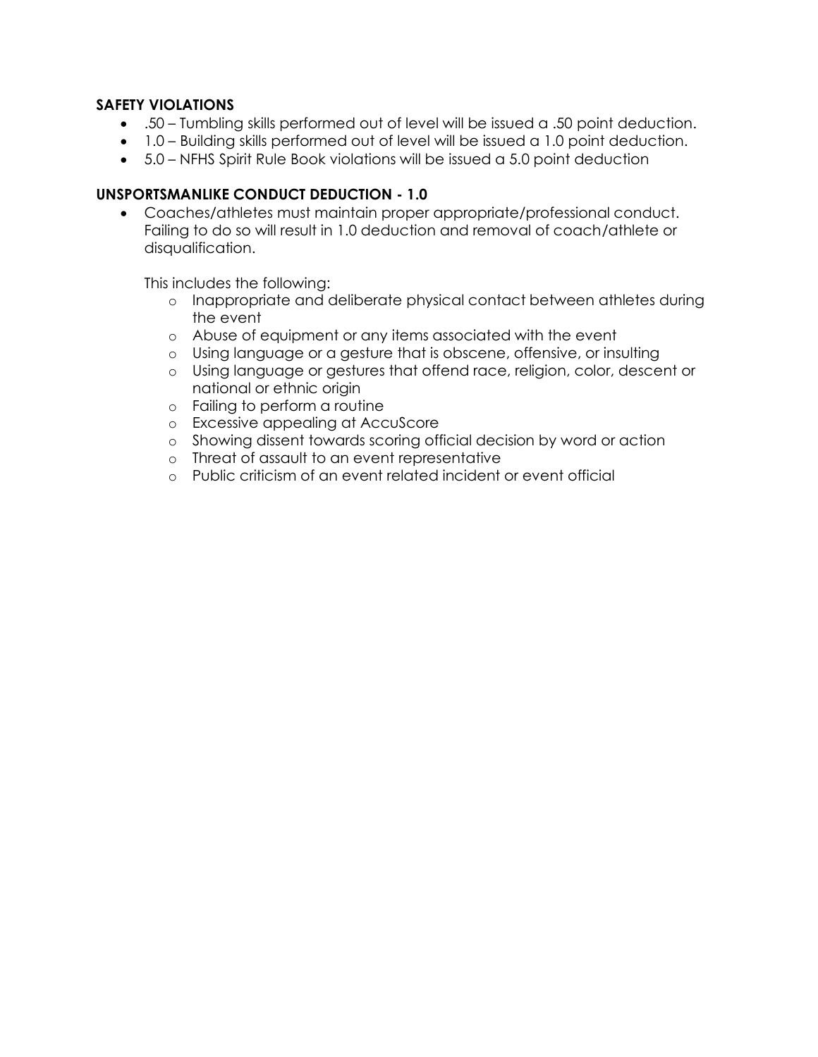**SAFETY VIOLATIONS**

- .50 – Tumbling skills performed out of level will be issued a .50 point deduction.
- 1.0 – Building skills performed out of level will be issued a 1.0 point deduction.
- 5.0 – NFHS Spirit Rule Book violations will be issued a 5.0 point deduction

**UNSPORTSMANLIKE CONDUCT DEDUCTION - 1.0**

- Coaches/athletes must maintain proper appropriate/professional conduct. Failing to do so will result in 1.0 deduction and removal of coach/athlete or disqualification.

  This includes the following:

  - Inappropriate and deliberate physical contact between athletes during the event
  - Abuse of equipment or any items associated with the event
  - Using language or a gesture that is obscene, offensive, or insulting
  - Using language or gestures that offend race, religion, color, descent or national or ethnic origin
  - Failing to perform a routine
  - Excessive appealing at AccuScore
  - Showing dissent towards scoring official decision by word or action
  - Threat of assault to an event representative
  - Public criticism of an event related incident or event official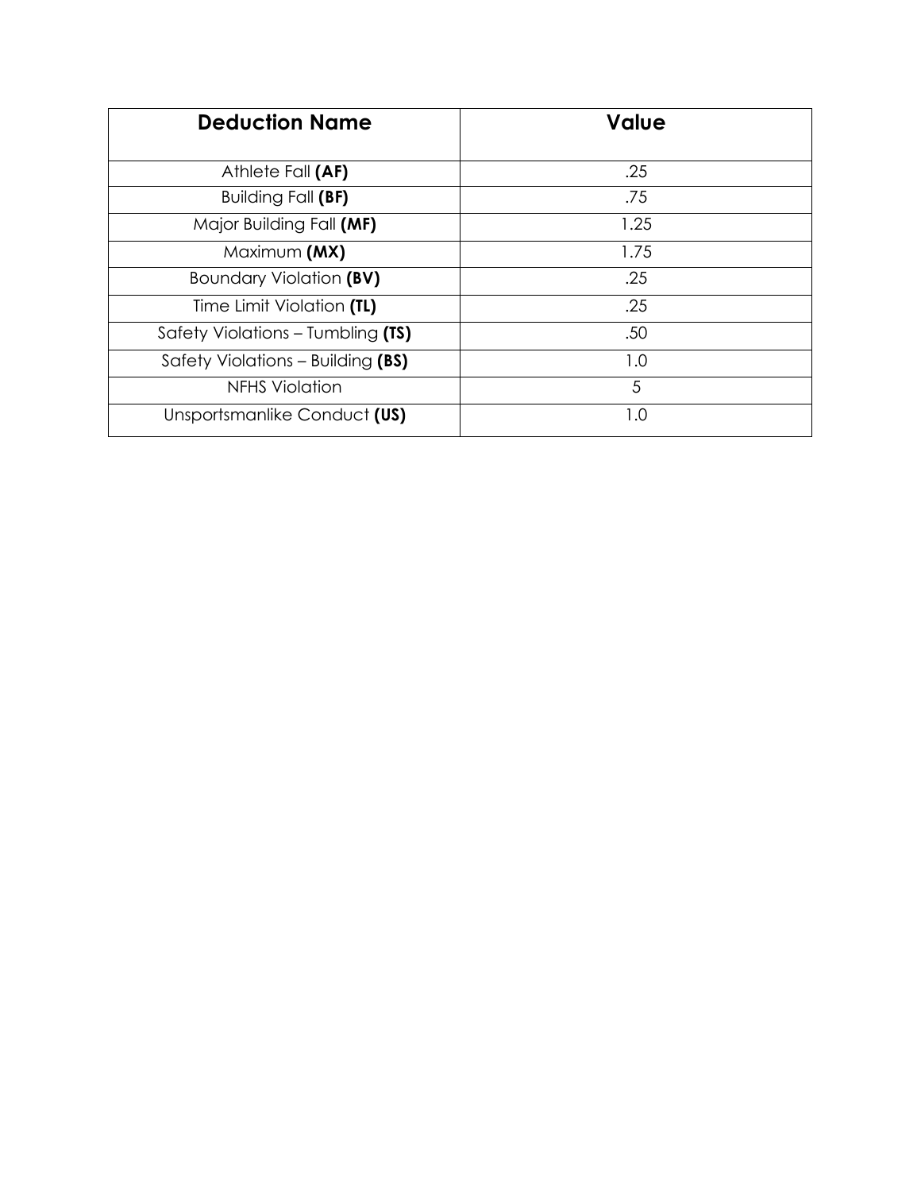| Deduction Name | Value |
|---|---|
| Athlete Fall **(AF)** | .25 |
| Building Fall **(BF)** | .75 |
| Major Building Fall **(MF)** | 1.25 |
| Maximum **(MX)** | 1.75 |
| Boundary Violation **(BV)** | .25 |
| Time Limit Violation **(TL)** | .25 |
| Safety Violations – Tumbling **(TS)** | .50 |
| Safety Violations – Building **(BS)** | 1.0 |
| NFHS Violation | 5 |
| Unsportsmanlike Conduct **(US)** | 1.0 |